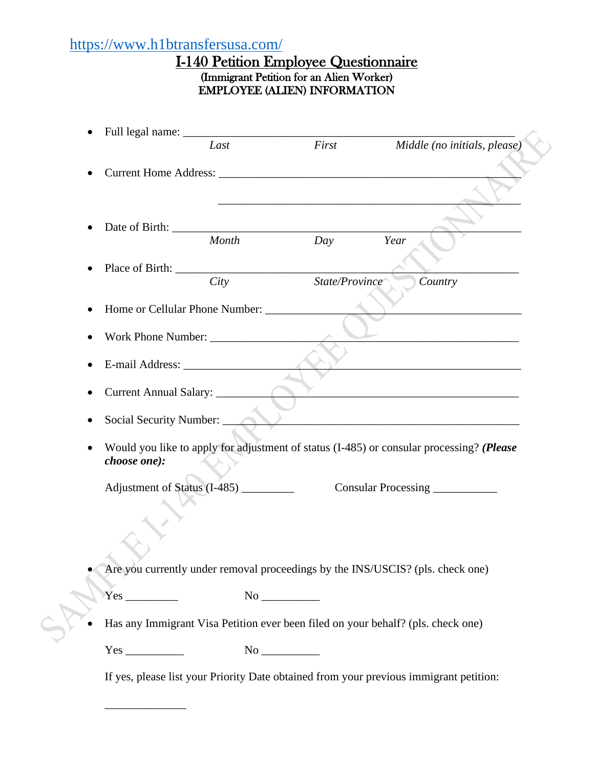https://www.h1btransfersusa.com/

# I-140 Petition Employee Questionnaire

**(Immigrant Petition for an Alien Worker)**
**EMPLOYEE (ALIEN) INFORMATION**

- Full legal name: ____________________________________________________________
  *Last* *First* *Middle (no initials, please)*

- Current Home Address: ____________________________________________________

  ____________________________________________________

- Date of Birth: ____________________________________________________________
  *Month* *Day* *Year*

- Place of Birth: ____________________________________________________________
  *City* *State/Province* *Country*

- Home or Cellular Phone Number: ____________________________________________

- Work Phone Number: ______________________________________________________

- E-mail Address: __________________________________________________________

- Current Annual Salary: ____________________________________________________

- Social Security Number: ___________________________________________________

- Would you like to apply for adjustment of status (I-485) or consular processing? ***(Please choose one):***

  Adjustment of Status (I-485) _________ Consular Processing ___________

- Are you currently under removal proceedings by the INS/USCIS? (pls. check one)

  Yes _________ No __________

- Has any Immigrant Visa Petition ever been filed on your behalf? (pls. check one)

  Yes __________ No __________

  If yes, please list your Priority Date obtained from your previous immigrant petition:

  ______________

SAMPLE I-140 EMPLOYEE QUESTIONNAIRE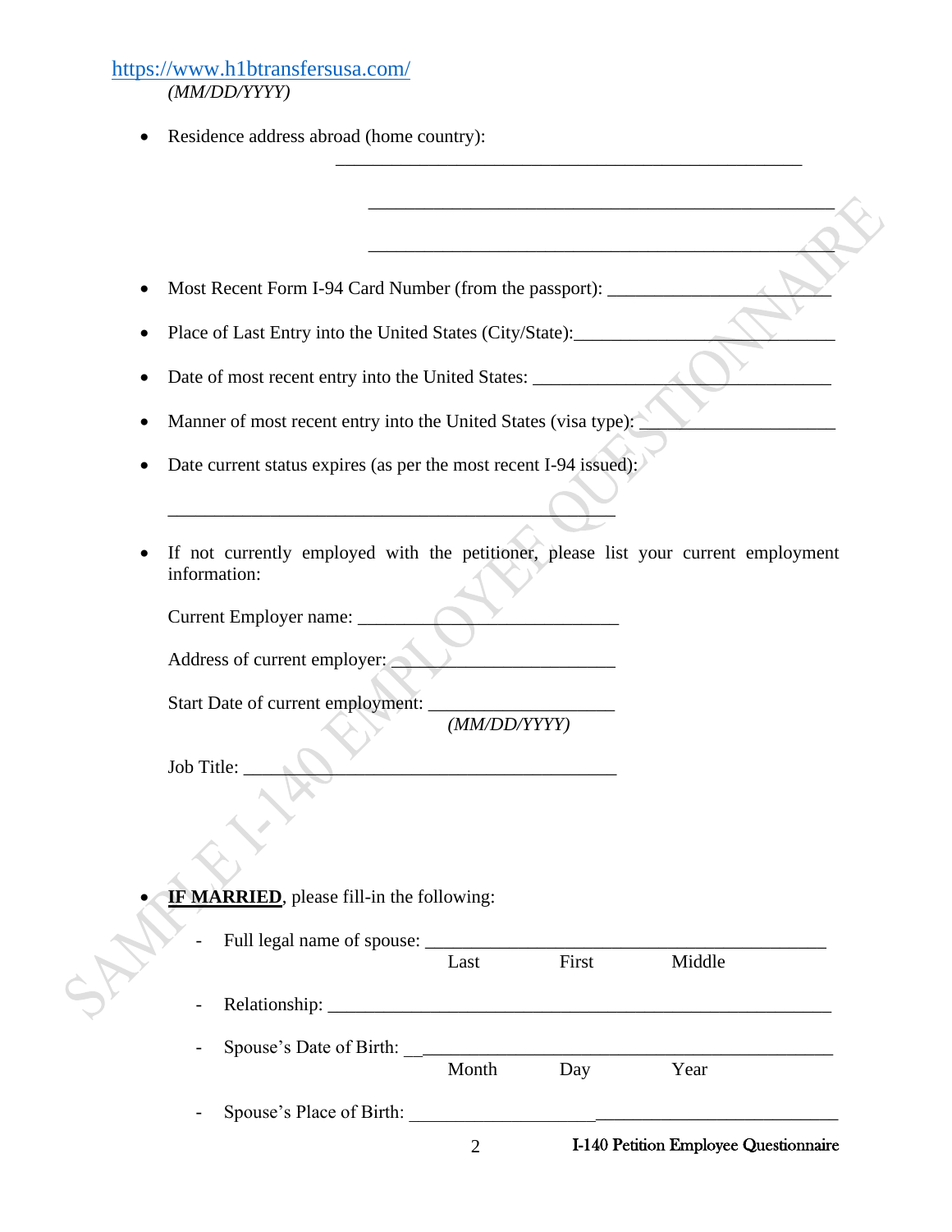https://www.h1btransfersusa.com/

*(MM/DD/YYYY)*

- Residence address abroad (home country): ____________________________________________________

  ____________________________________________________

  ____________________________________________________

- Most Recent Form I-94 Card Number (from the passport): ______________________
- Place of Last Entry into the United States (City/State):___________________________
- Date of most recent entry into the United States: ________________________________
- Manner of most recent entry into the United States (visa type): ____________________
- Date current status expires (as per the most recent I-94 issued):

  ______________________________________________

- If not currently employed with the petitioner, please list your current employment information:

  Current Employer name: ___________________________

  Address of current employer: _______________________

  Start Date of current employment: ___________________
  *(MM/DD/YYYY)*

  Job Title: _______________________________________

- **IF MARRIED**, please fill-in the following:
  - Full legal name of spouse: ________________________________________
    Last First Middle
  - Relationship: ________________________________________________________
  - Spouse's Date of Birth: __________________________________________
    Month Day Year
  - Spouse's Place of Birth: ____________________________________________

SAMPLE I-140 EMPLOYEE QUESTIONNAIRE

I-140 Petition Employee Questionnaire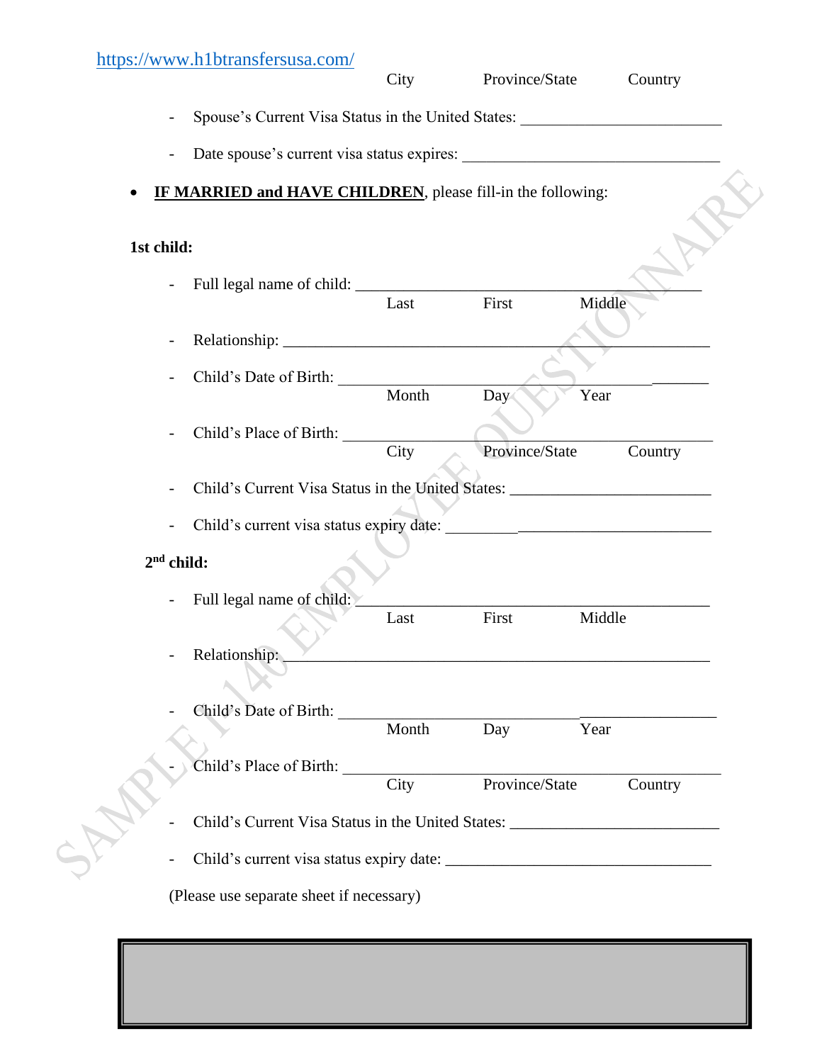https://www.h1btransfersusa.com/

City Province/State Country

- Spouse's Current Visa Status in the United States: ___________________________
- Date spouse's current visa status expires: ___________________________________

- **IF MARRIED and HAVE CHILDREN**, please fill-in the following:

**1st child:**

- Full legal name of child: ____________________________________________
  Last First Middle
- Relationship: _________________________________________________________
- Child's Date of Birth: ________________________________________________
  Month Day Year
- Child's Place of Birth: _______________________________________________
  City Province/State Country
- Child's Current Visa Status in the United States: __________________________
- Child's current visa status expiry date: ___________________________________

**2nd child:**

- Full legal name of child: ____________________________________________
  Last First Middle
- Relationship: _________________________________________________________
- Child's Date of Birth: ________________________________________________
  Month Day Year
- Child's Place of Birth: _______________________________________________
  City Province/State Country
- Child's Current Visa Status in the United States: __________________________
- Child's current visa status expiry date: ___________________________________

(Please use separate sheet if necessary)

SAMPLE I-140 EMPLOYEE QUESTIONNAIRE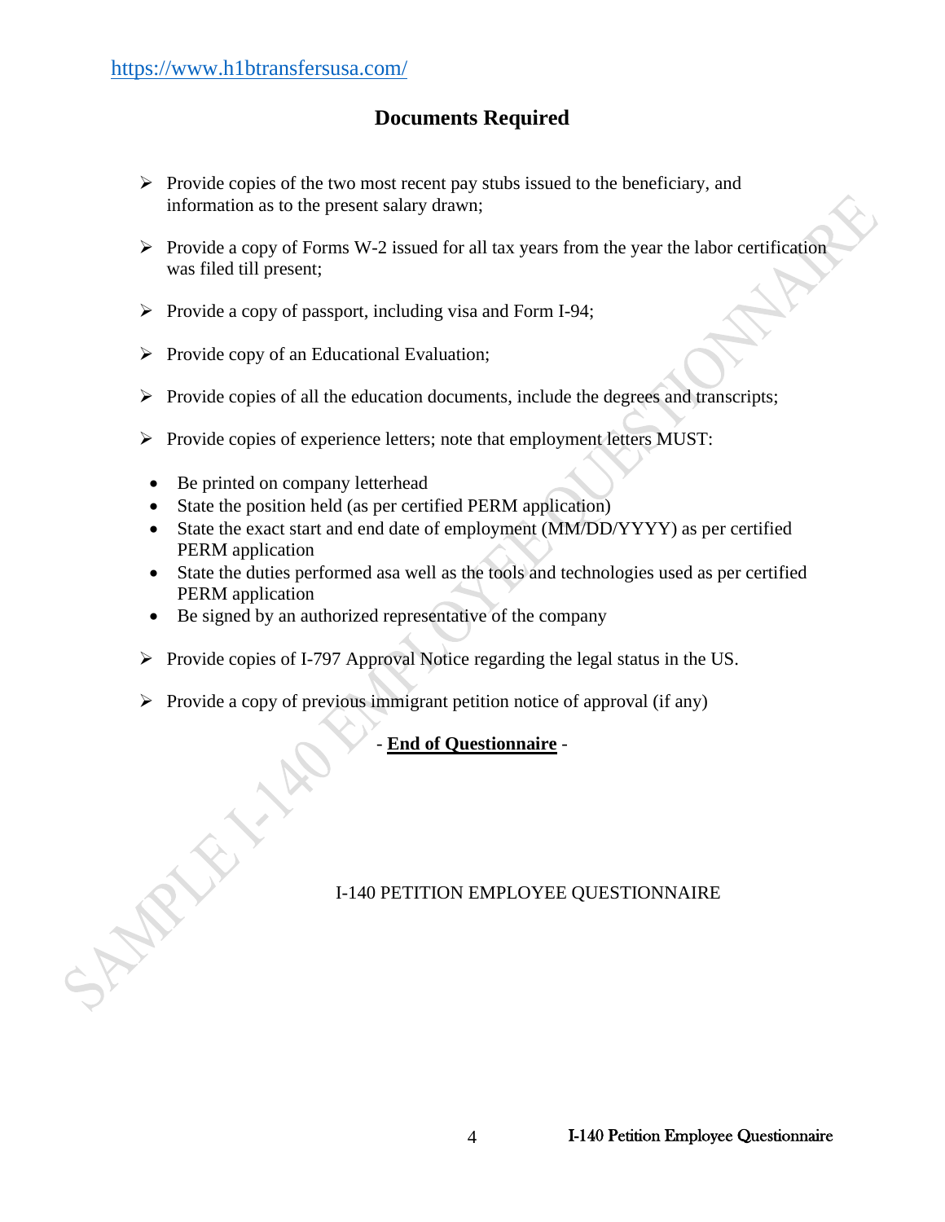## Documents Required

- Provide copies of the two most recent pay stubs issued to the beneficiary, and information as to the present salary drawn;
- Provide a copy of Forms W-2 issued for all tax years from the year the labor certification was filed till present;
- Provide a copy of passport, including visa and Form I-94;
- Provide copy of an Educational Evaluation;
- Provide copies of all the education documents, include the degrees and transcripts;
- Provide copies of experience letters; note that employment letters MUST:
  - Be printed on company letterhead
  - State the position held (as per certified PERM application)
  - State the exact start and end date of employment (MM/DD/YYYY) as per certified PERM application
  - State the duties performed asa well as the tools and technologies used as per certified PERM application
  - Be signed by an authorized representative of the company
- Provide copies of I-797 Approval Notice regarding the legal status in the US.
- Provide a copy of previous immigrant petition notice of approval (if any)

\- **End of Questionnaire** -

I-140 PETITION EMPLOYEE QUESTIONNAIRE